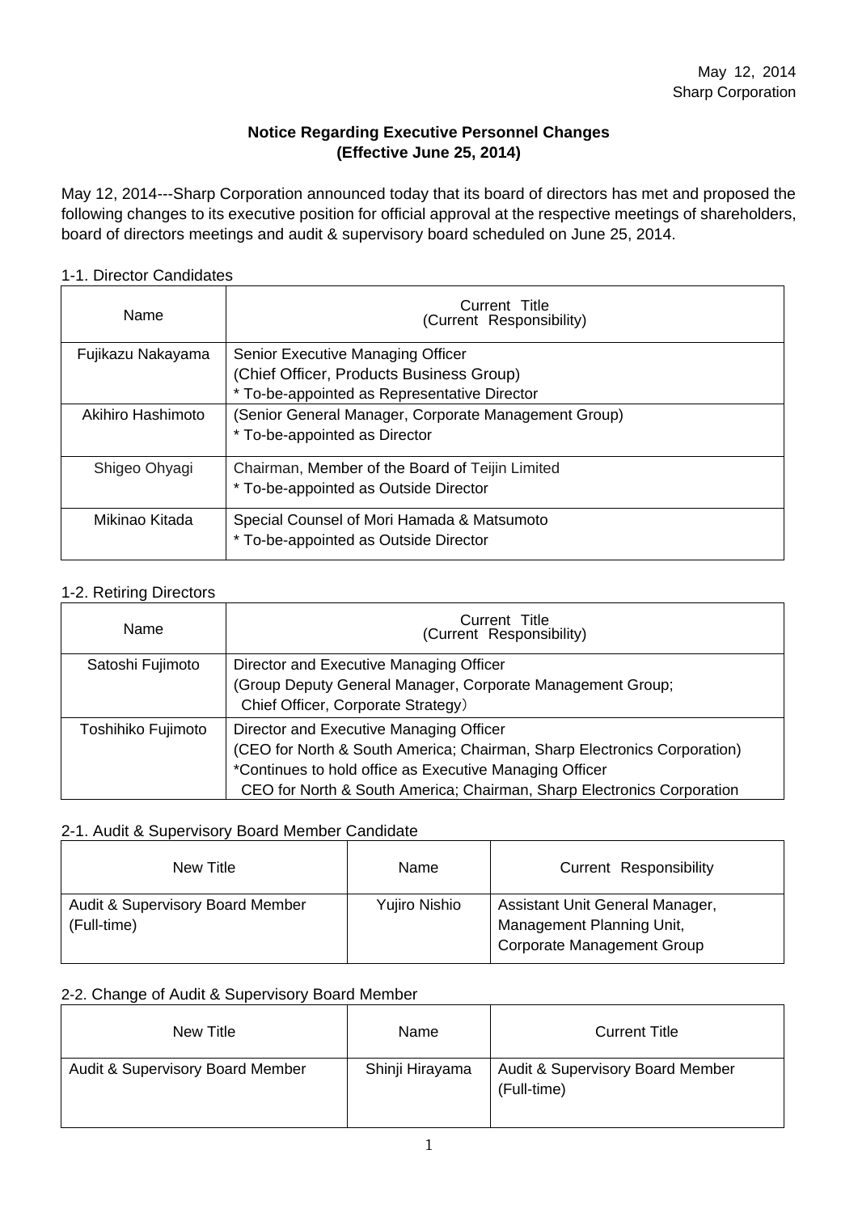May 12, 2014
Sharp Corporation

**Notice Regarding Executive Personnel Changes**
**(Effective June 25, 2014)**

May 12, 2014---Sharp Corporation announced today that its board of directors has met and proposed the following changes to its executive position for official approval at the respective meetings of shareholders, board of directors meetings and audit & supervisory board scheduled on June 25, 2014.

1-1. Director Candidates

| Name | Current Title<br>(Current Responsibility) |
|---|---|
| Fujikazu Nakayama | Senior Executive Managing Officer<br>(Chief Officer, Products Business Group)<br>* To-be-appointed as Representative Director |
| Akihiro Hashimoto | (Senior General Manager, Corporate Management Group)<br>* To-be-appointed as Director |
| Shigeo Ohyagi | Chairman, Member of the Board of Teijin Limited<br>* To-be-appointed as Outside Director |
| Mikinao Kitada | Special Counsel of Mori Hamada & Matsumoto<br>* To-be-appointed as Outside Director |

1-2. Retiring Directors

| Name | Current Title<br>(Current Responsibility) |
|---|---|
| Satoshi Fujimoto | Director and Executive Managing Officer<br>(Group Deputy General Manager, Corporate Management Group;<br>Chief Officer, Corporate Strategy） |
| Toshihiko Fujimoto | Director and Executive Managing Officer<br>(CEO for North & South America; Chairman, Sharp Electronics Corporation)<br>*Continues to hold office as Executive Managing Officer<br>CEO for North & South America; Chairman, Sharp Electronics Corporation |

2-1. Audit & Supervisory Board Member Candidate

| New Title | Name | Current Responsibility |
|---|---|---|
| Audit & Supervisory Board Member (Full-time) | Yujiro Nishio | Assistant Unit General Manager, Management Planning Unit, Corporate Management Group |

2-2. Change of Audit & Supervisory Board Member

| New Title | Name | Current Title |
|---|---|---|
| Audit & Supervisory Board Member | Shinji Hirayama | Audit & Supervisory Board Member (Full-time) |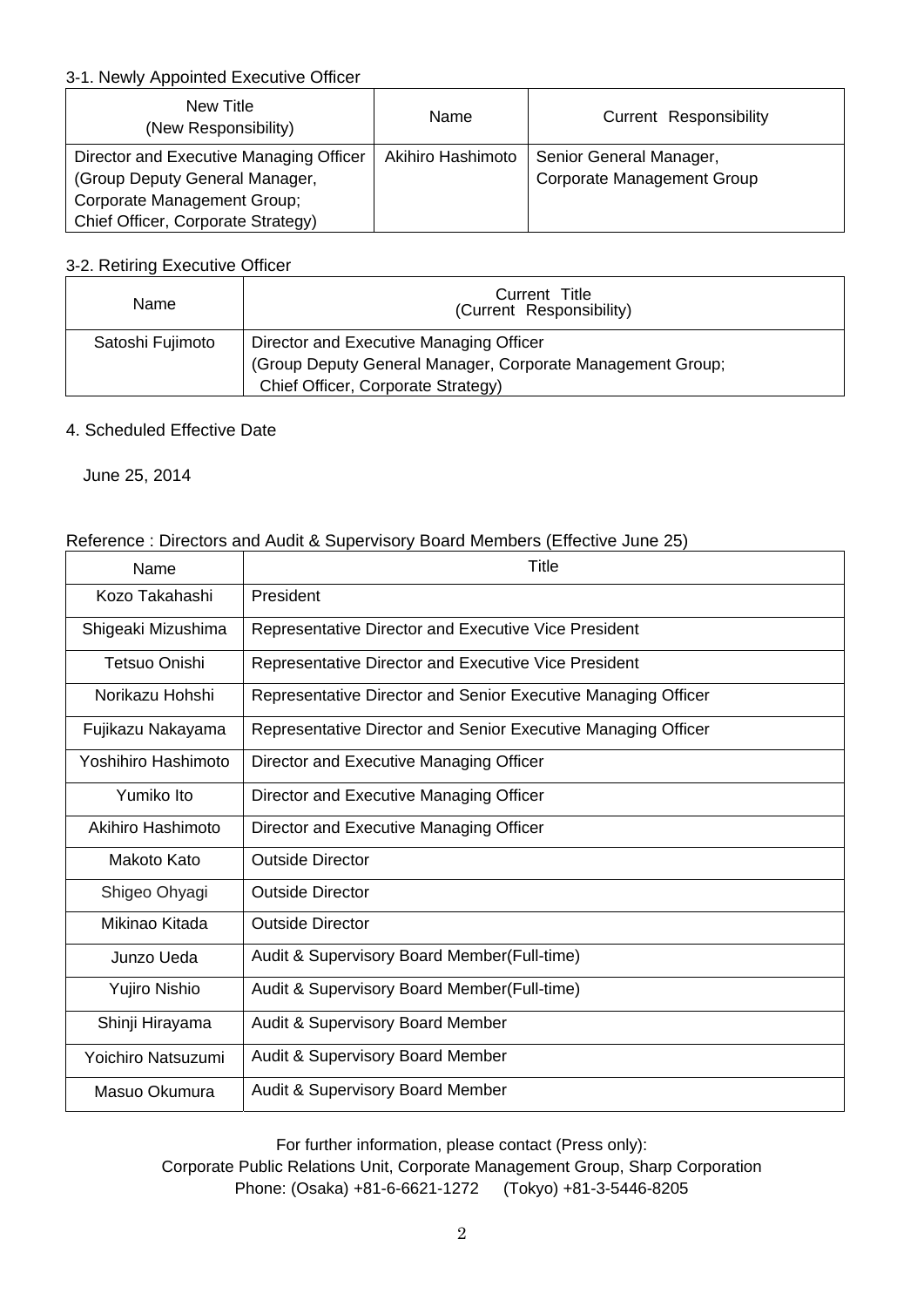### 3-1. Newly Appointed Executive Officer

| New Title (New Responsibility) | Name | Current Responsibility |
|---|---|---|
| Director and Executive Managing Officer (Group Deputy General Manager, Corporate Management Group; Chief Officer, Corporate Strategy) | Akihiro Hashimoto | Senior General Manager, Corporate Management Group |

### 3-2. Retiring Executive Officer

| Name | Current Title (Current Responsibility) |
|---|---|
| Satoshi Fujimoto | Director and Executive Managing Officer (Group Deputy General Manager, Corporate Management Group; Chief Officer, Corporate Strategy) |

### 4. Scheduled Effective Date

June 25, 2014

Reference : Directors and Audit & Supervisory Board Members (Effective June 25)

| Name | Title |
|---|---|
| Kozo Takahashi | President |
| Shigeaki Mizushima | Representative Director and Executive Vice President |
| Tetsuo Onishi | Representative Director and Executive Vice President |
| Norikazu Hohshi | Representative Director and Senior Executive Managing Officer |
| Fujikazu Nakayama | Representative Director and Senior Executive Managing Officer |
| Yoshihiro Hashimoto | Director and Executive Managing Officer |
| Yumiko Ito | Director and Executive Managing Officer |
| Akihiro Hashimoto | Director and Executive Managing Officer |
| Makoto Kato | Outside Director |
| Shigeo Ohyagi | Outside Director |
| Mikinao Kitada | Outside Director |
| Junzo Ueda | Audit & Supervisory Board Member(Full-time) |
| Yujiro Nishio | Audit & Supervisory Board Member(Full-time) |
| Shinji Hirayama | Audit & Supervisory Board Member |
| Yoichiro Natsuzumi | Audit & Supervisory Board Member |
| Masuo Okumura | Audit & Supervisory Board Member |

For further information, please contact (Press only):
Corporate Public Relations Unit, Corporate Management Group, Sharp Corporation
Phone: (Osaka) +81-6-6621-1272 (Tokyo) +81-3-5446-8205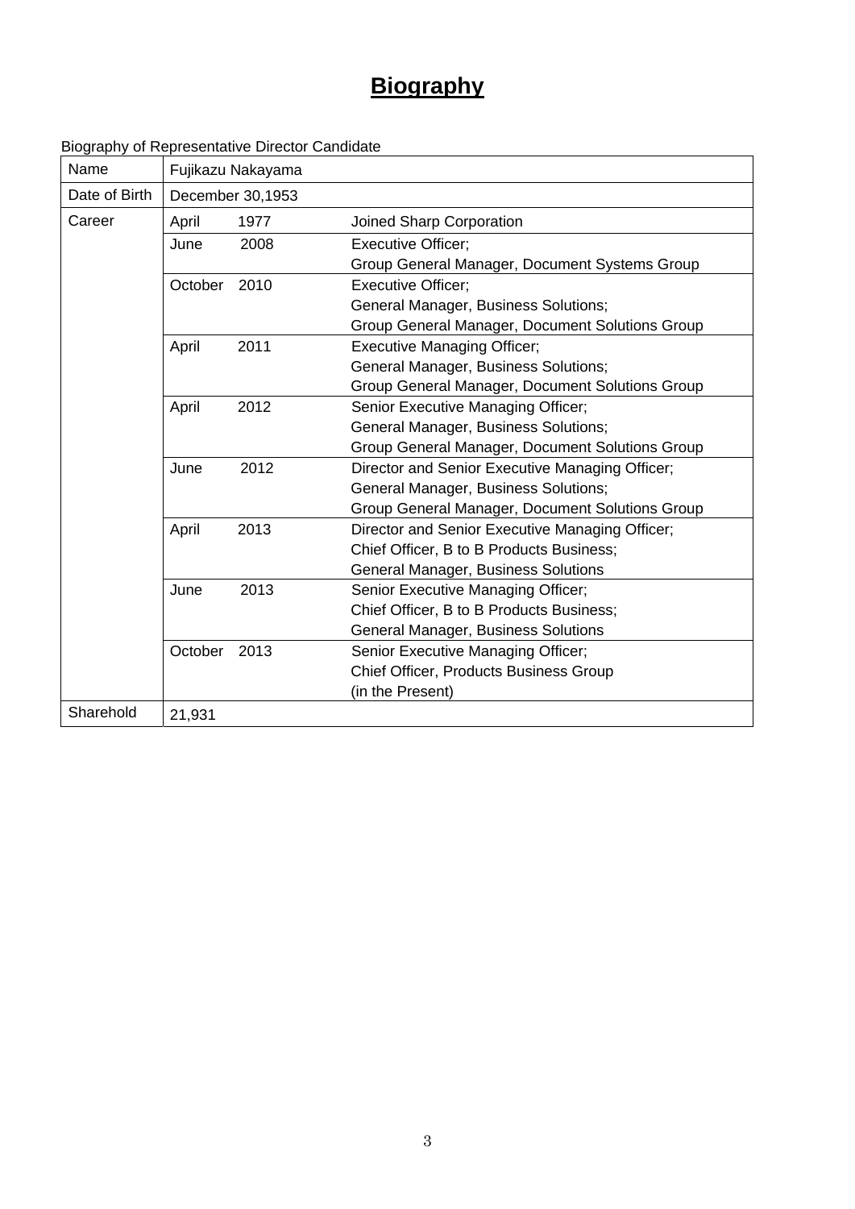# Biography

Biography of Representative Director Candidate

| Name | Fujikazu Nakayama | |
|---|---|---|
| Date of Birth | December 30,1953 | |
| Career | April 1977 | Joined Sharp Corporation |
| | June 2008 | Executive Officer;<br>Group General Manager, Document Systems Group |
| | October 2010 | Executive Officer;<br>General Manager, Business Solutions;<br>Group General Manager, Document Solutions Group |
| | April 2011 | Executive Managing Officer;<br>General Manager, Business Solutions;<br>Group General Manager, Document Solutions Group |
| | April 2012 | Senior Executive Managing Officer;<br>General Manager, Business Solutions;<br>Group General Manager, Document Solutions Group |
| | June 2012 | Director and Senior Executive Managing Officer;<br>General Manager, Business Solutions;<br>Group General Manager, Document Solutions Group |
| | April 2013 | Director and Senior Executive Managing Officer;<br>Chief Officer, B to B Products Business;<br>General Manager, Business Solutions |
| | June 2013 | Senior Executive Managing Officer;<br>Chief Officer, B to B Products Business;<br>General Manager, Business Solutions |
| | October 2013 | Senior Executive Managing Officer;<br>Chief Officer, Products Business Group<br>(in the Present) |
| Sharehold | 21,931 | |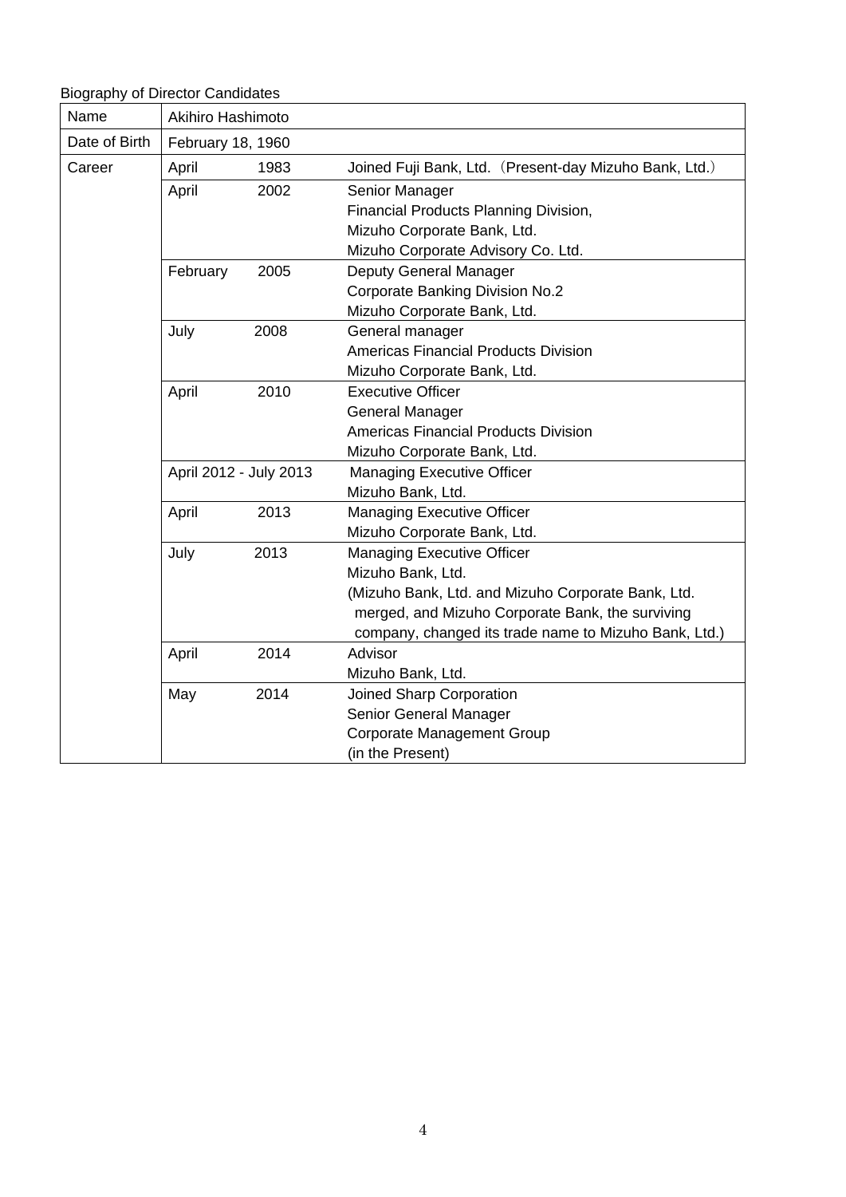Biography of Director Candidates

| Name | Akihiro Hashimoto | |
|---|---|---|
| Date of Birth | February 18, 1960 | |
| Career | April 1983 | Joined Fuji Bank, Ltd.（Present-day Mizuho Bank, Ltd.） |
| | April 2002 | Senior Manager<br>Financial Products Planning Division,<br>Mizuho Corporate Bank, Ltd.<br>Mizuho Corporate Advisory Co. Ltd. |
| | February 2005 | Deputy General Manager<br>Corporate Banking Division No.2<br>Mizuho Corporate Bank, Ltd. |
| | July 2008 | General manager<br>Americas Financial Products Division<br>Mizuho Corporate Bank, Ltd. |
| | April 2010 | Executive Officer<br>General Manager<br>Americas Financial Products Division<br>Mizuho Corporate Bank, Ltd. |
| | April 2012 - July 2013 | Managing Executive Officer<br>Mizuho Bank, Ltd. |
| | April 2013 | Managing Executive Officer<br>Mizuho Corporate Bank, Ltd. |
| | July 2013 | Managing Executive Officer<br>Mizuho Bank, Ltd.<br>(Mizuho Bank, Ltd. and Mizuho Corporate Bank, Ltd. merged, and Mizuho Corporate Bank, the surviving company, changed its trade name to Mizuho Bank, Ltd.) |
| | April 2014 | Advisor<br>Mizuho Bank, Ltd. |
| | May 2014 | Joined Sharp Corporation<br>Senior General Manager<br>Corporate Management Group<br>(in the Present) |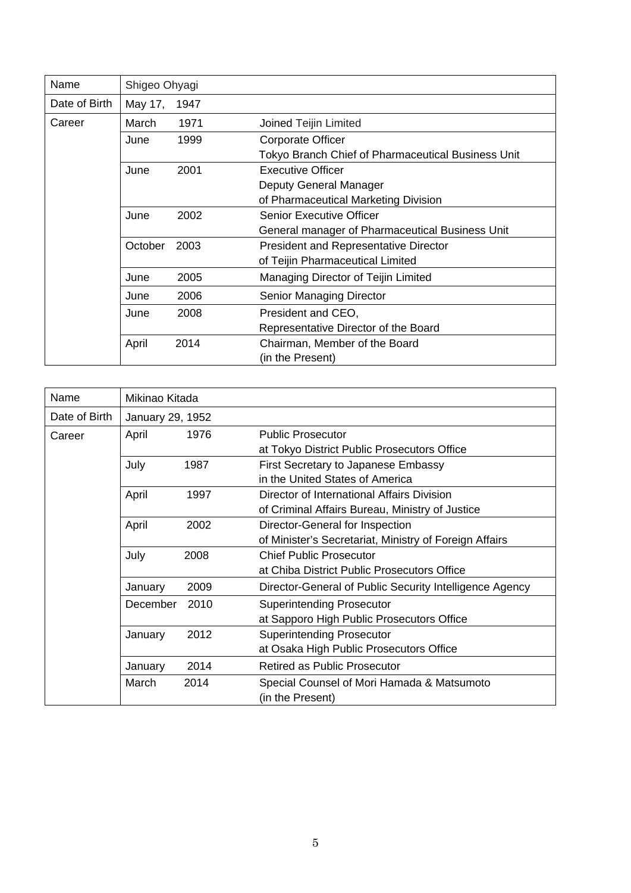| Name | Shigeo Ohyagi | |
|---|---|---|
| Date of Birth | May 17, 1947 | |
| Career | March 1971 | Joined Teijin Limited |
| | June 1999 | Corporate Officer<br>Tokyo Branch Chief of Pharmaceutical Business Unit |
| | June 2001 | Executive Officer<br>Deputy General Manager<br>of Pharmaceutical Marketing Division |
| | June 2002 | Senior Executive Officer<br>General manager of Pharmaceutical Business Unit |
| | October 2003 | President and Representative Director<br>of Teijin Pharmaceutical Limited |
| | June 2005 | Managing Director of Teijin Limited |
| | June 2006 | Senior Managing Director |
| | June 2008 | President and CEO,<br>Representative Director of the Board |
| | April 2014 | Chairman, Member of the Board<br>(in the Present) |

| Name | Mikinao Kitada | |
|---|---|---|
| Date of Birth | January 29, 1952 | |
| Career | April 1976 | Public Prosecutor<br>at Tokyo District Public Prosecutors Office |
| | July 1987 | First Secretary to Japanese Embassy<br>in the United States of America |
| | April 1997 | Director of International Affairs Division<br>of Criminal Affairs Bureau, Ministry of Justice |
| | April 2002 | Director-General for Inspection<br>of Minister's Secretariat, Ministry of Foreign Affairs |
| | July 2008 | Chief Public Prosecutor<br>at Chiba District Public Prosecutors Office |
| | January 2009 | Director-General of Public Security Intelligence Agency |
| | December 2010 | Superintending Prosecutor<br>at Sapporo High Public Prosecutors Office |
| | January 2012 | Superintending Prosecutor<br>at Osaka High Public Prosecutors Office |
| | January 2014 | Retired as Public Prosecutor |
| | March 2014 | Special Counsel of Mori Hamada & Matsumoto<br>(in the Present) |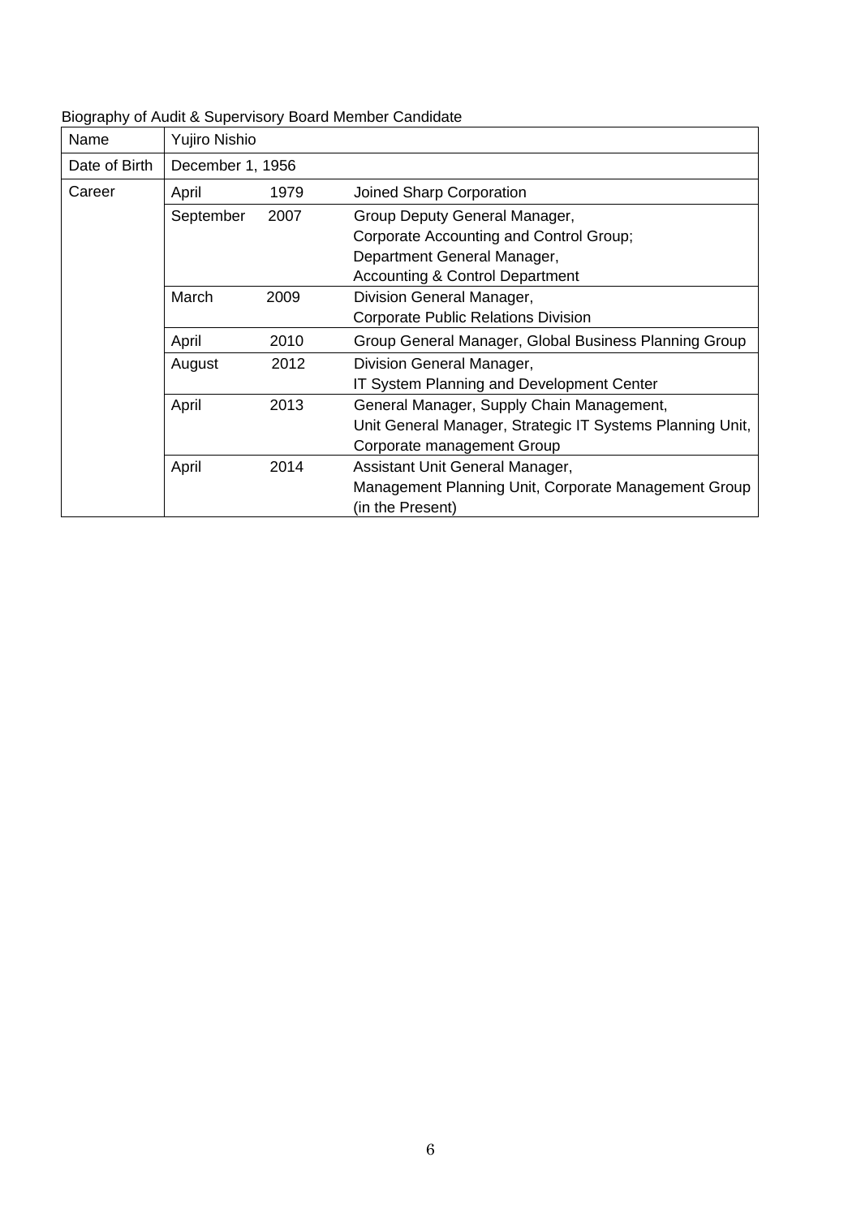Biography of Audit & Supervisory Board Member Candidate

| | | | |
|---|---|---|---|
| Name | Yujiro Nishio | | |
| Date of Birth | December 1, 1956 | | |
| Career | April | 1979 | Joined Sharp Corporation |
| | September | 2007 | Group Deputy General Manager,<br>Corporate Accounting and Control Group;<br>Department General Manager,<br>Accounting & Control Department |
| | March | 2009 | Division General Manager,<br>Corporate Public Relations Division |
| | April | 2010 | Group General Manager, Global Business Planning Group |
| | August | 2012 | Division General Manager,<br>IT System Planning and Development Center |
| | April | 2013 | General Manager, Supply Chain Management,<br>Unit General Manager, Strategic IT Systems Planning Unit,<br>Corporate management Group |
| | April | 2014 | Assistant Unit General Manager,<br>Management Planning Unit, Corporate Management Group<br>(in the Present) |